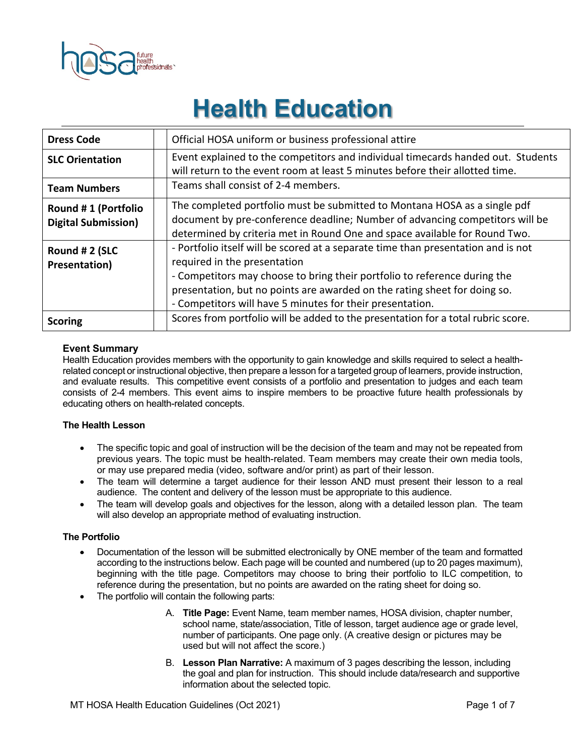# Health Education

| Dress Code | Official HOSA uniform or business professional attire |
|---|---|
| SLC Orientation | Event explained to the competitors and individual timecards handed out. Students will return to the event room at least 5 minutes before their allotted time. |
| Team Numbers | Teams shall consist of 2-4 members. |
| Round # 1 (Portfolio Digital Submission) | The completed portfolio must be submitted to Montana HOSA as a single pdf document by pre-conference deadline; Number of advancing competitors will be determined by criteria met in Round One and space available for Round Two. |
| Round # 2 (SLC Presentation) | - Portfolio itself will be scored at a separate time than presentation and is not required in the presentation<br>- Competitors may choose to bring their portfolio to reference during the presentation, but no points are awarded on the rating sheet for doing so.<br>- Competitors will have 5 minutes for their presentation. |
| Scoring | Scores from portfolio will be added to the presentation for a total rubric score. |

### Event Summary

Health Education provides members with the opportunity to gain knowledge and skills required to select a health-related concept or instructional objective, then prepare a lesson for a targeted group of learners, provide instruction, and evaluate results. This competitive event consists of a portfolio and presentation to judges and each team consists of 2-4 members. This event aims to inspire members to be proactive future health professionals by educating others on health-related concepts.

### The Health Lesson

- The specific topic and goal of instruction will be the decision of the team and may not be repeated from previous years. The topic must be health-related. Team members may create their own media tools, or may use prepared media (video, software and/or print) as part of their lesson.
- The team will determine a target audience for their lesson AND must present their lesson to a real audience. The content and delivery of the lesson must be appropriate to this audience.
- The team will develop goals and objectives for the lesson, along with a detailed lesson plan. The team will also develop an appropriate method of evaluating instruction.

### The Portfolio

- Documentation of the lesson will be submitted electronically by ONE member of the team and formatted according to the instructions below. Each page will be counted and numbered (up to 20 pages maximum), beginning with the title page. Competitors may choose to bring their portfolio to ILC competition, to reference during the presentation, but no points are awarded on the rating sheet for doing so.
- The portfolio will contain the following parts:

  A. **Title Page:** Event Name, team member names, HOSA division, chapter number, school name, state/association, Title of lesson, target audience age or grade level, number of participants. One page only. (A creative design or pictures may be used but will not affect the score.)

  B. **Lesson Plan Narrative:** A maximum of 3 pages describing the lesson, including the goal and plan for instruction. This should include data/research and supportive information about the selected topic.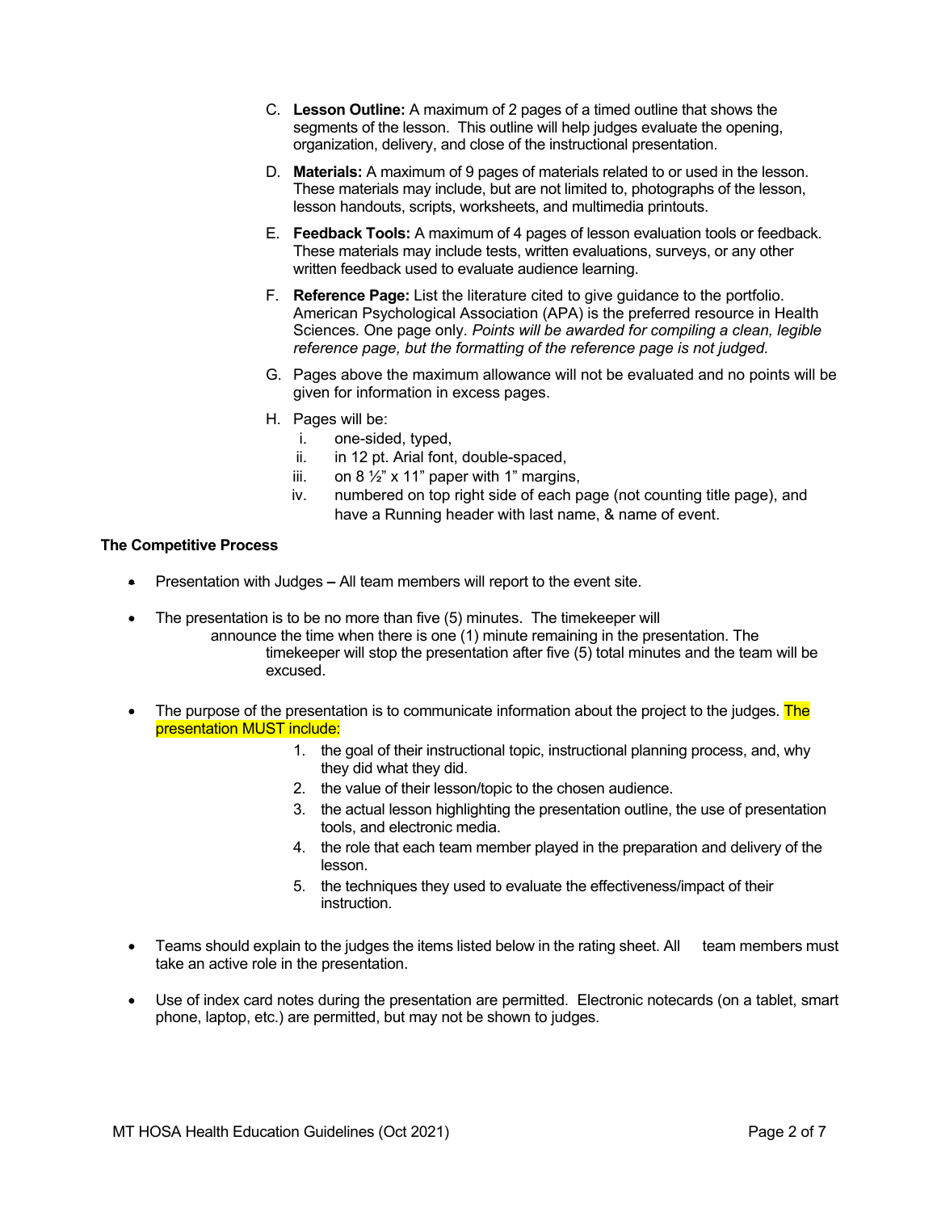C. **Lesson Outline:** A maximum of 2 pages of a timed outline that shows the segments of the lesson. This outline will help judges evaluate the opening, organization, delivery, and close of the instructional presentation.

D. **Materials:** A maximum of 9 pages of materials related to or used in the lesson. These materials may include, but are not limited to, photographs of the lesson, lesson handouts, scripts, worksheets, and multimedia printouts.

E. **Feedback Tools:** A maximum of 4 pages of lesson evaluation tools or feedback. These materials may include tests, written evaluations, surveys, or any other written feedback used to evaluate audience learning.

F. **Reference Page:** List the literature cited to give guidance to the portfolio. American Psychological Association (APA) is the preferred resource in Health Sciences. One page only. *Points will be awarded for compiling a clean, legible reference page, but the formatting of the reference page is not judged.*

G. Pages above the maximum allowance will not be evaluated and no points will be given for information in excess pages.

H. Pages will be:
   i. one-sided, typed,
   ii. in 12 pt. Arial font, double-spaced,
   iii. on 8 ½" x 11" paper with 1" margins,
   iv. numbered on top right side of each page (not counting title page), and have a Running header with last name, & name of event.

**The Competitive Process**

- Presentation with Judges **–** All team members will report to the event site.
- The presentation is to be no more than five (5) minutes. The timekeeper will announce the time when there is one (1) minute remaining in the presentation. The timekeeper will stop the presentation after five (5) total minutes and the team will be excused.
- The purpose of the presentation is to communicate information about the project to the judges. The presentation MUST include:
  1. the goal of their instructional topic, instructional planning process, and, why they did what they did.
  2. the value of their lesson/topic to the chosen audience.
  3. the actual lesson highlighting the presentation outline, the use of presentation tools, and electronic media.
  4. the role that each team member played in the preparation and delivery of the lesson.
  5. the techniques they used to evaluate the effectiveness/impact of their instruction.
- Teams should explain to the judges the items listed below in the rating sheet. All team members must take an active role in the presentation.
- Use of index card notes during the presentation are permitted. Electronic notecards (on a tablet, smart phone, laptop, etc.) are permitted, but may not be shown to judges.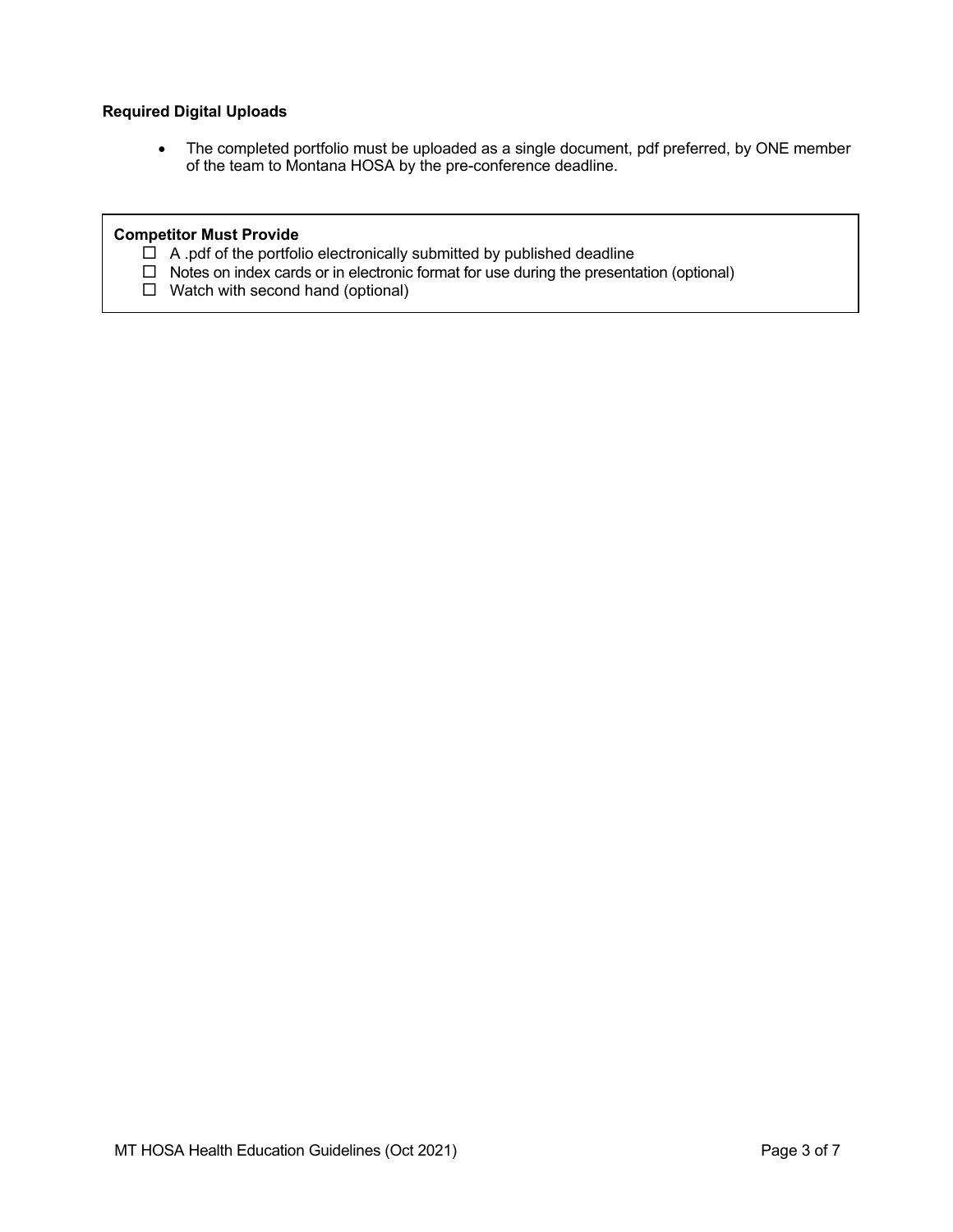**Required Digital Uploads**

- The completed portfolio must be uploaded as a single document, pdf preferred, by ONE member of the team to Montana HOSA by the pre-conference deadline.

**Competitor Must Provide**

- ☐ A .pdf of the portfolio electronically submitted by published deadline
- ☐ Notes on index cards or in electronic format for use during the presentation (optional)
- ☐ Watch with second hand (optional)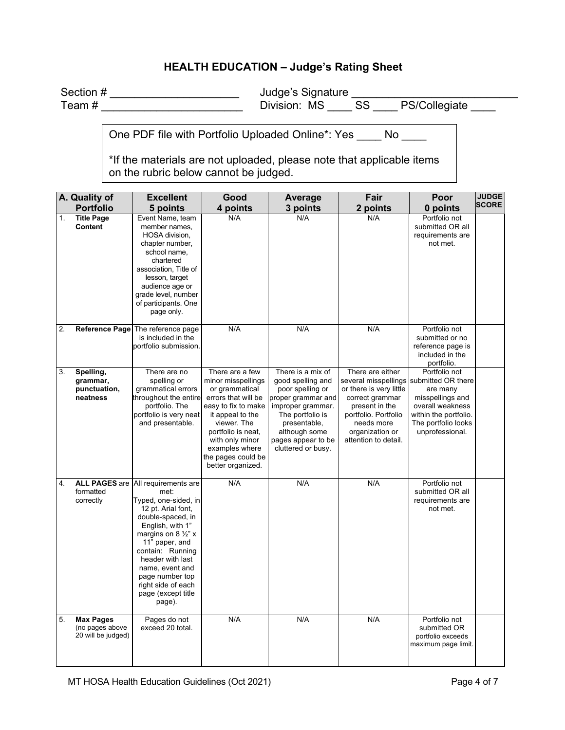## HEALTH EDUCATION – Judge's Rating Sheet

Section # ____________________ Judge's Signature ____________________________

Team # ______________________ Division: MS ____ SS ____ PS/Collegiate ____

One PDF file with Portfolio Uploaded Online*: Yes ____ No ____

*If the materials are not uploaded, please note that applicable items on the rubric below cannot be judged.

| A. Quality of Portfolio | Excellent 5 points | Good 4 points | Average 3 points | Fair 2 points | Poor 0 points | JUDGE SCORE |
|---|---|---|---|---|---|---|
| 1. **Title Page Content** | Event Name, team member names, HOSA division, chapter number, school name, chartered association, Title of lesson, target audience age or grade level, number of participants. One page only. | N/A | N/A | N/A | Portfolio not submitted OR all requirements are not met. | |
| 2. **Reference Page** | The reference page is included in the portfolio submission. | N/A | N/A | N/A | Portfolio not submitted or no reference page is included in the portfolio. | |
| 3. **Spelling, grammar, punctuation, neatness** | There are no spelling or grammatical errors throughout the entire portfolio. The portfolio is very neat and presentable. | There are a few minor misspellings or grammatical errors that will be easy to fix to make it appeal to the viewer. The portfolio is neat, with only minor examples where the pages could be better organized. | There is a mix of good spelling and poor spelling or proper grammar and improper grammar. The portfolio is presentable, although some pages appear to be cluttered or busy. | There are either several misspellings or there is very little correct grammar present in the portfolio. Portfolio needs more organization or attention to detail. | Portfolio not submitted OR there are many misspellings and overall weakness within the portfolio. The portfolio looks unprofessional. | |
| 4. **ALL PAGES** are formatted correctly | All requirements are met: Typed, one-sided, in 12 pt. Arial font, double-spaced, in English, with 1" margins on 8 ½" x 11" paper, and contain: Running header with last name, event and page number top right side of each page (except title page). | N/A | N/A | N/A | Portfolio not submitted OR all requirements are not met. | |
| 5. **Max Pages** (no pages above 20 will be judged) | Pages do not exceed 20 total. | N/A | N/A | N/A | Portfolio not submitted OR portfolio exceeds maximum page limit. | |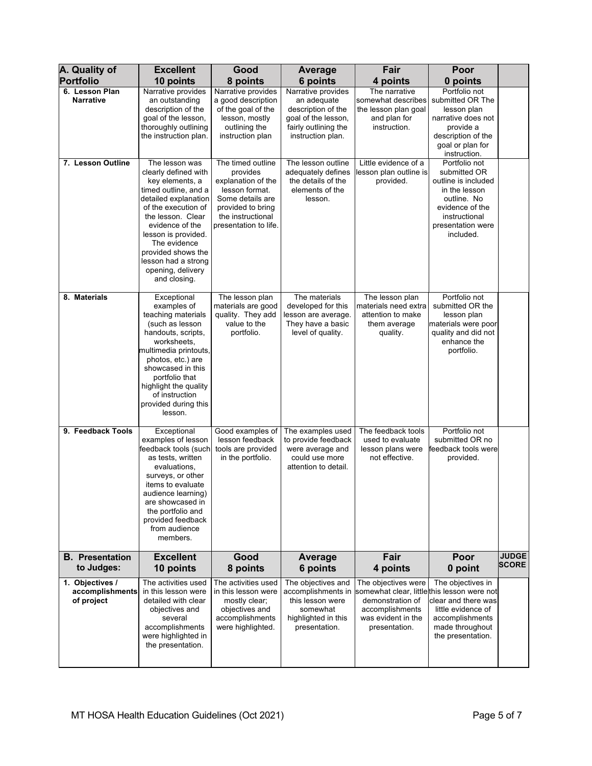| A. Quality of Portfolio | Excellent 10 points | Good 8 points | Average 6 points | Fair 4 points | Poor 0 points | |
|---|---|---|---|---|---|---|
| **6. Lesson Plan Narrative** | Narrative provides an outstanding description of the goal of the lesson, thoroughly outlining the instruction plan. | Narrative provides a good description of the goal of the lesson, mostly outlining the instruction plan | Narrative provides an adequate description of the goal of the lesson, fairly outlining the instruction plan. | The narrative somewhat describes the lesson plan goal and plan for instruction. | Portfolio not submitted OR The lesson plan narrative does not provide a description of the goal or plan for instruction. | |
| **7. Lesson Outline** | The lesson was clearly defined with key elements, a timed outline, and a detailed explanation of the execution of the lesson. Clear evidence of the lesson is provided. The evidence provided shows the lesson had a strong opening, delivery and closing. | The timed outline provides explanation of the lesson format. Some details are provided to bring the instructional presentation to life. | The lesson outline adequately defines the details of the elements of the lesson. | Little evidence of a lesson plan outline is provided. | Portfolio not submitted OR outline is included in the lesson outline. No evidence of the instructional presentation were included. | |
| **8. Materials** | Exceptional examples of teaching materials (such as lesson handouts, scripts, worksheets, multimedia printouts, photos, etc.) are showcased in this portfolio that highlight the quality of instruction provided during this lesson. | The lesson plan materials are good quality. They add value to the portfolio. | The materials developed for this lesson are average. They have a basic level of quality. | The lesson plan materials need extra attention to make them average quality. | Portfolio not submitted OR the lesson plan materials were poor quality and did not enhance the portfolio. | |
| **9. Feedback Tools** | Exceptional examples of lesson feedback tools (such as tests, written evaluations, surveys, or other items to evaluate audience learning) are showcased in the portfolio and provided feedback from audience members. | Good examples of lesson feedback tools are provided in the portfolio. | The examples used to provide feedback were average and could use more attention to detail. | The feedback tools used to evaluate lesson plans were not effective. | Portfolio not submitted OR no feedback tools were provided. | |
| **B. Presentation to Judges:** | **Excellent 10 points** | **Good 8 points** | **Average 6 points** | **Fair 4 points** | **Poor 0 point** | **JUDGE SCORE** |
| **1. Objectives / accomplishments of project** | The activities used in this lesson were detailed with clear objectives and several accomplishments were highlighted in the presentation. | The activities used in this lesson were mostly clear; objectives and accomplishments were highlighted. | The objectives and accomplishments in this lesson were somewhat highlighted in this presentation. | The objectives were somewhat clear, little demonstration of accomplishments was evident in the presentation. | The objectives in this lesson were not clear and there was little evidence of accomplishments made throughout the presentation. | |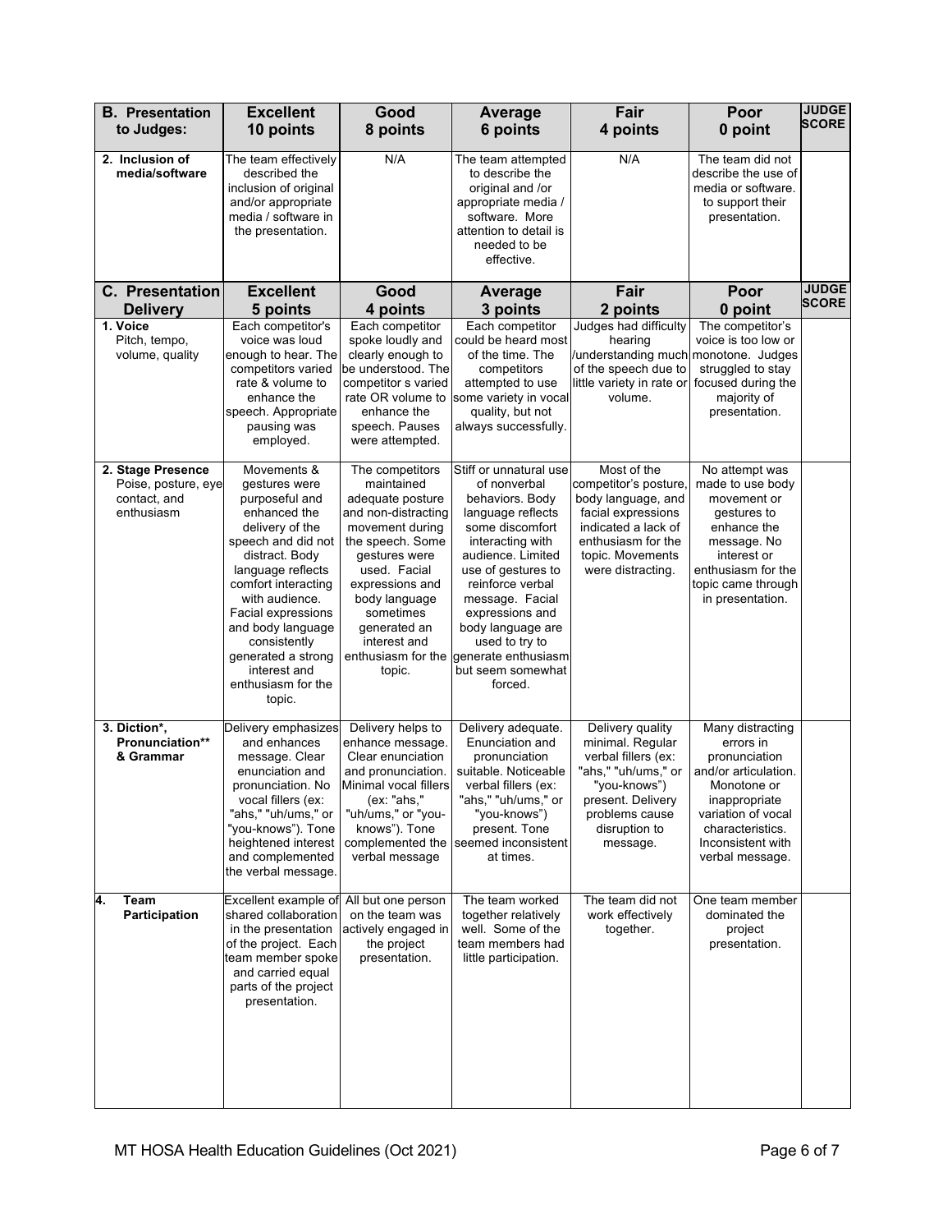| **B. Presentation to Judges:** | **Excellent 10 points** | **Good 8 points** | **Average 6 points** | **Fair 4 points** | **Poor 0 point** | **JUDGE SCORE** |
|---|---|---|---|---|---|---|
| **2. Inclusion of media/software** | The team effectively described the inclusion of original and/or appropriate media / software in the presentation. | N/A | The team attempted to describe the original and /or appropriate media / software. More attention to detail is needed to be effective. | N/A | The team did not describe the use of media or software. to support their presentation. | |
| **C. Presentation Delivery** | **Excellent 5 points** | **Good 4 points** | **Average 3 points** | **Fair 2 points** | **Poor 0 point** | **JUDGE SCORE** |
| **1. Voice** Pitch, tempo, volume, quality | Each competitor's voice was loud enough to hear. The competitors varied rate & volume to enhance the speech. Appropriate pausing was employed. | Each competitor spoke loudly and clearly enough to be understood. The competitor s varied rate OR volume to enhance the speech. Pauses were attempted. | Each competitor could be heard most of the time. The competitors attempted to use some variety in vocal quality, but not always successfully. | Judges had difficulty hearing /understanding much of the speech due to little variety in rate or volume. | The competitor's voice is too low or monotone. Judges struggled to stay focused during the majority of presentation. | |
| **2. Stage Presence** Poise, posture, eye contact, and enthusiasm | Movements & gestures were purposeful and enhanced the delivery of the speech and did not distract. Body language reflects comfort interacting with audience. Facial expressions and body language consistently generated a strong interest and enthusiasm for the topic. | The competitors maintained adequate posture and non-distracting movement during the speech. Some gestures were used. Facial expressions and body language sometimes generated an interest and enthusiasm for the topic. | Stiff or unnatural use of nonverbal behaviors. Body language reflects some discomfort interacting with audience. Limited use of gestures to reinforce verbal message. Facial expressions and body language are used to try to generate enthusiasm but seem somewhat forced. | Most of the competitor's posture, body language, and facial expressions indicated a lack of enthusiasm for the topic. Movements were distracting. | No attempt was made to use body movement or gestures to enhance the message. No interest or enthusiasm for the topic came through in presentation. | |
| **3. Diction\*, Pronunciation\*\* & Grammar** | Delivery emphasizes and enhances message. Clear enunciation and pronunciation. No vocal fillers (ex: "ahs," "uh/ums," or "you-knows"). Tone heightened interest and complemented the verbal message. | Delivery helps to enhance message. Clear enunciation and pronunciation. Minimal vocal fillers (ex: "ahs," "uh/ums," or "you-knows"). Tone complemented the verbal message | Delivery adequate. Enunciation and pronunciation suitable. Noticeable verbal fillers (ex: "ahs," "uh/ums," or "you-knows") present. Tone seemed inconsistent at times. | Delivery quality minimal. Regular verbal fillers (ex: "ahs," "uh/ums," or "you-knows") present. Delivery problems cause disruption to message. | Many distracting errors in pronunciation and/or articulation. Monotone or inappropriate variation of vocal characteristics. Inconsistent with verbal message. | |
| **4. Team Participation** | Excellent example of shared collaboration in the presentation of the project. Each team member spoke and carried equal parts of the project presentation. | All but one person on the team was actively engaged in the project presentation. | The team worked together relatively well. Some of the team members had little participation. | The team did not work effectively together. | One team member dominated the project presentation. | |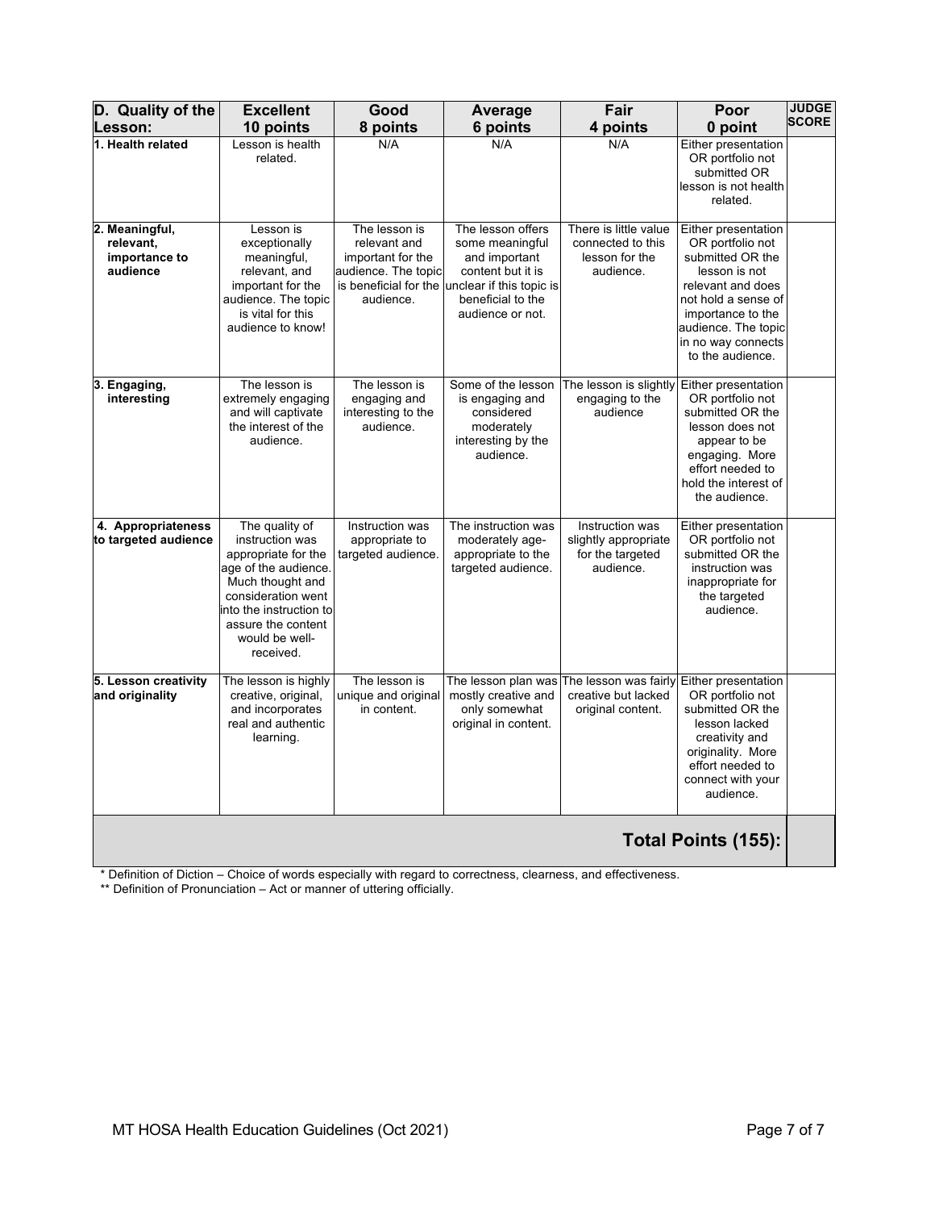| D. Quality of the Lesson: | Excellent 10 points | Good 8 points | Average 6 points | Fair 4 points | Poor 0 point | JUDGE SCORE |
|---|---|---|---|---|---|---|
| **1. Health related** | Lesson is health related. | N/A | N/A | N/A | Either presentation OR portfolio not submitted OR lesson is not health related. | |
| **2. Meaningful, relevant, importance to audience** | Lesson is exceptionally meaningful, relevant, and important for the audience. The topic is vital for this audience to know! | The lesson is relevant and important for the audience. The topic is beneficial for the audience. | The lesson offers some meaningful and important content but it is unclear if this topic is beneficial to the audience or not. | There is little value connected to this lesson for the audience. | Either presentation OR portfolio not submitted OR the lesson is not relevant and does not hold a sense of importance to the audience. The topic in no way connects to the audience. | |
| **3. Engaging, interesting** | The lesson is extremely engaging and will captivate the interest of the audience. | The lesson is engaging and interesting to the audience. | Some of the lesson is engaging and considered moderately interesting by the audience. | The lesson is slightly engaging to the audience | Either presentation OR portfolio not submitted OR the lesson does not appear to be engaging. More effort needed to hold the interest of the audience. | |
| **4. Appropriateness to targeted audience** | The quality of instruction was appropriate for the age of the audience. Much thought and consideration went into the instruction to assure the content would be well-received. | Instruction was appropriate to targeted audience. | The instruction was moderately age-appropriate to the targeted audience. | Instruction was slightly appropriate for the targeted audience. | Either presentation OR portfolio not submitted OR the instruction was inappropriate for the targeted audience. | |
| **5. Lesson creativity and originality** | The lesson is highly creative, original, and incorporates real and authentic learning. | The lesson is unique and original in content. | The lesson plan was mostly creative and only somewhat original in content. | The lesson was fairly creative but lacked original content. | Either presentation OR portfolio not submitted OR the lesson lacked creativity and originality. More effort needed to connect with your audience. | |
| | | | | | **Total Points (155):** | |

\* Definition of Diction – Choice of words especially with regard to correctness, clearness, and effectiveness.

\*\* Definition of Pronunciation – Act or manner of uttering officially.